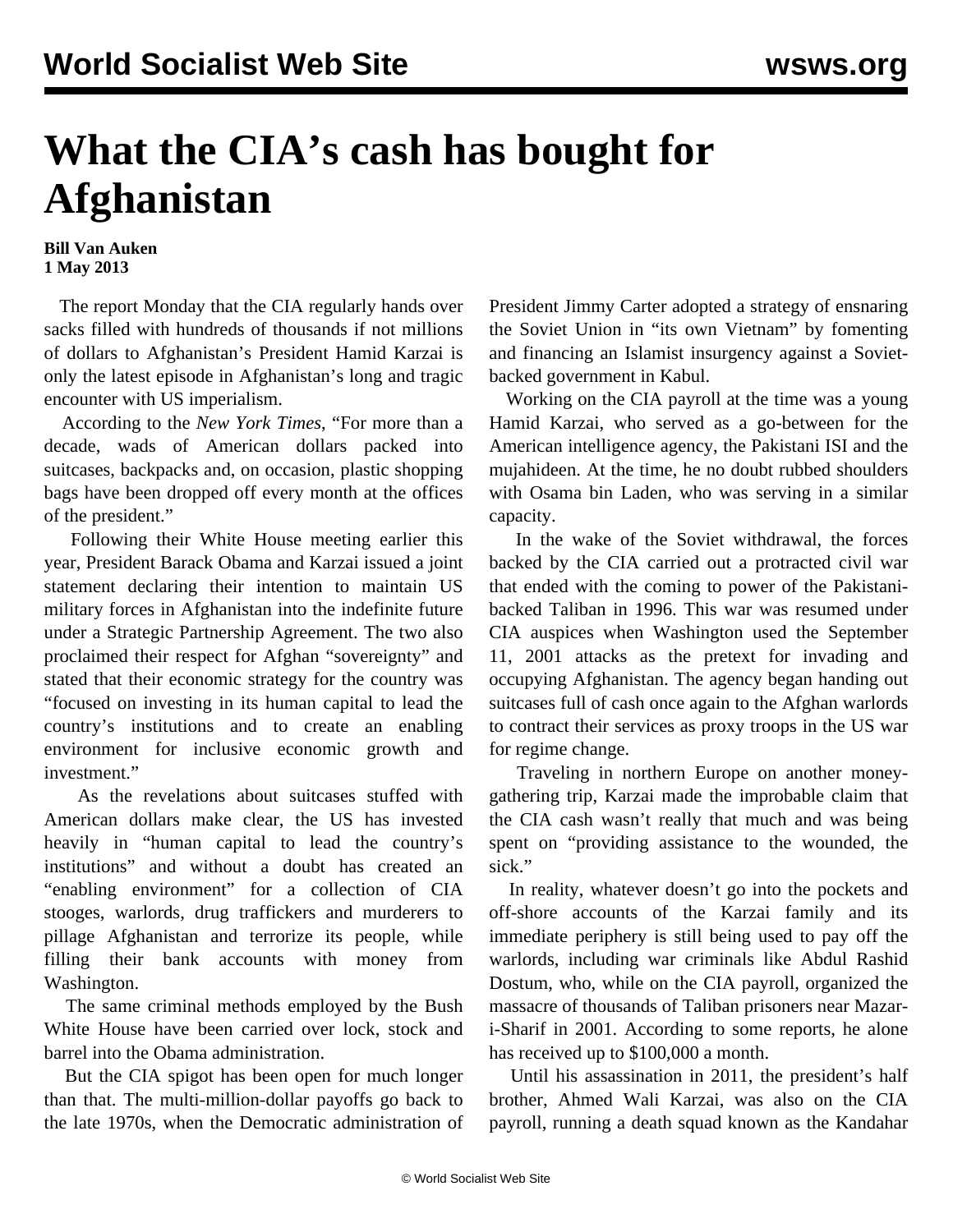# What the CIA's cash has bought for Afghanistan

**Bill Van Auken**
**1 May 2013**

The report Monday that the CIA regularly hands over sacks filled with hundreds of thousands if not millions of dollars to Afghanistan's President Hamid Karzai is only the latest episode in Afghanistan's long and tragic encounter with US imperialism.

According to the *New York Times*, "For more than a decade, wads of American dollars packed into suitcases, backpacks and, on occasion, plastic shopping bags have been dropped off every month at the offices of the president."

Following their White House meeting earlier this year, President Barack Obama and Karzai issued a joint statement declaring their intention to maintain US military forces in Afghanistan into the indefinite future under a Strategic Partnership Agreement. The two also proclaimed their respect for Afghan "sovereignty" and stated that their economic strategy for the country was "focused on investing in its human capital to lead the country's institutions and to create an enabling environment for inclusive economic growth and investment."

As the revelations about suitcases stuffed with American dollars make clear, the US has invested heavily in "human capital to lead the country's institutions" and without a doubt has created an "enabling environment" for a collection of CIA stooges, warlords, drug traffickers and murderers to pillage Afghanistan and terrorize its people, while filling their bank accounts with money from Washington.

The same criminal methods employed by the Bush White House have been carried over lock, stock and barrel into the Obama administration.

But the CIA spigot has been open for much longer than that. The multi-million-dollar payoffs go back to the late 1970s, when the Democratic administration of President Jimmy Carter adopted a strategy of ensnaring the Soviet Union in "its own Vietnam" by fomenting and financing an Islamist insurgency against a Soviet-backed government in Kabul.

Working on the CIA payroll at the time was a young Hamid Karzai, who served as a go-between for the American intelligence agency, the Pakistani ISI and the mujahideen. At the time, he no doubt rubbed shoulders with Osama bin Laden, who was serving in a similar capacity.

In the wake of the Soviet withdrawal, the forces backed by the CIA carried out a protracted civil war that ended with the coming to power of the Pakistani-backed Taliban in 1996. This war was resumed under CIA auspices when Washington used the September 11, 2001 attacks as the pretext for invading and occupying Afghanistan. The agency began handing out suitcases full of cash once again to the Afghan warlords to contract their services as proxy troops in the US war for regime change.

Traveling in northern Europe on another money-gathering trip, Karzai made the improbable claim that the CIA cash wasn't really that much and was being spent on "providing assistance to the wounded, the sick."

In reality, whatever doesn't go into the pockets and off-shore accounts of the Karzai family and its immediate periphery is still being used to pay off the warlords, including war criminals like Abdul Rashid Dostum, who, while on the CIA payroll, organized the massacre of thousands of Taliban prisoners near Mazar-i-Sharif in 2001. According to some reports, he alone has received up to $100,000 a month.

Until his assassination in 2011, the president's half brother, Ahmed Wali Karzai, was also on the CIA payroll, running a death squad known as the Kandahar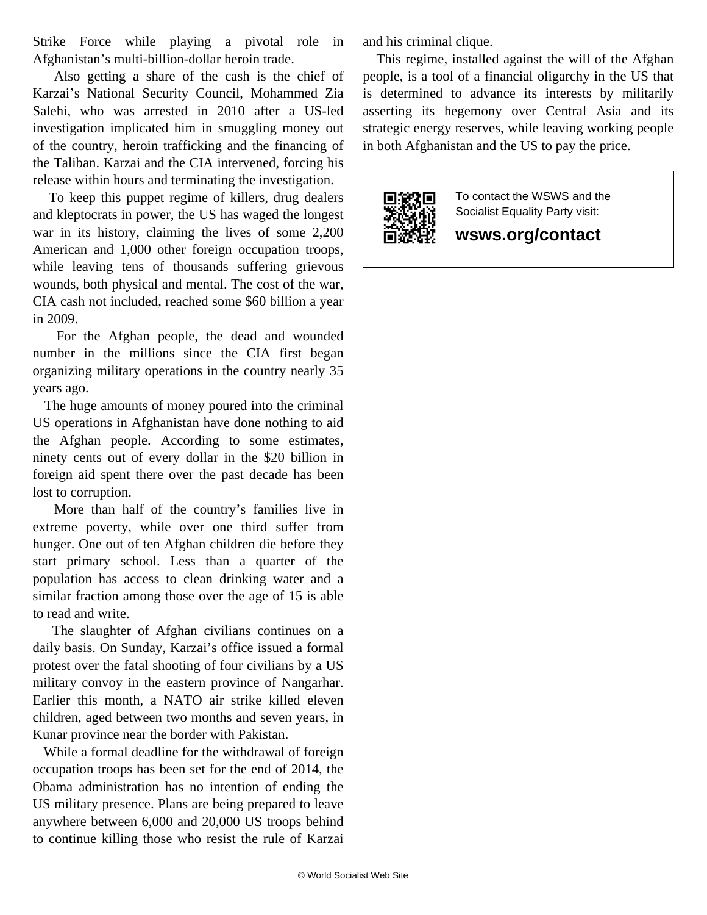Strike Force while playing a pivotal role in Afghanistan's multi-billion-dollar heroin trade.

Also getting a share of the cash is the chief of Karzai's National Security Council, Mohammed Zia Salehi, who was arrested in 2010 after a US-led investigation implicated him in smuggling money out of the country, heroin trafficking and the financing of the Taliban. Karzai and the CIA intervened, forcing his release within hours and terminating the investigation.

To keep this puppet regime of killers, drug dealers and kleptocrats in power, the US has waged the longest war in its history, claiming the lives of some 2,200 American and 1,000 other foreign occupation troops, while leaving tens of thousands suffering grievous wounds, both physical and mental. The cost of the war, CIA cash not included, reached some $60 billion a year in 2009.

For the Afghan people, the dead and wounded number in the millions since the CIA first began organizing military operations in the country nearly 35 years ago.

The huge amounts of money poured into the criminal US operations in Afghanistan have done nothing to aid the Afghan people. According to some estimates, ninety cents out of every dollar in the $20 billion in foreign aid spent there over the past decade has been lost to corruption.

More than half of the country's families live in extreme poverty, while over one third suffer from hunger. One out of ten Afghan children die before they start primary school. Less than a quarter of the population has access to clean drinking water and a similar fraction among those over the age of 15 is able to read and write.

The slaughter of Afghan civilians continues on a daily basis. On Sunday, Karzai's office issued a formal protest over the fatal shooting of four civilians by a US military convoy in the eastern province of Nangarhar. Earlier this month, a NATO air strike killed eleven children, aged between two months and seven years, in Kunar province near the border with Pakistan.

While a formal deadline for the withdrawal of foreign occupation troops has been set for the end of 2014, the Obama administration has no intention of ending the US military presence. Plans are being prepared to leave anywhere between 6,000 and 20,000 US troops behind to continue killing those who resist the rule of Karzai and his criminal clique.

This regime, installed against the will of the Afghan people, is a tool of a financial oligarchy in the US that is determined to advance its interests by militarily asserting its hegemony over Central Asia and its strategic energy reserves, while leaving working people in both Afghanistan and the US to pay the price.

To contact the WSWS and the Socialist Equality Party visit:

**wsws.org/contact**